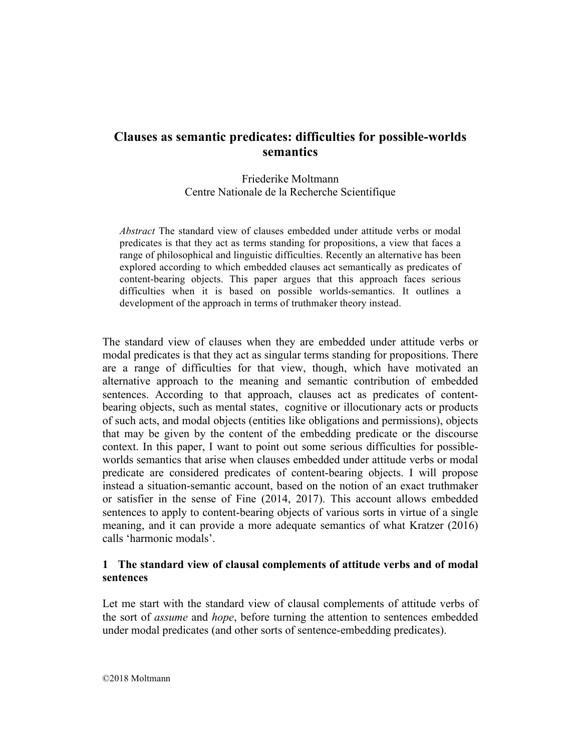# Clauses as semantic predicates: difficulties for possible-worlds semantics

Friederike Moltmann
Centre Nationale de la Recherche Scientifique

*Abstract* The standard view of clauses embedded under attitude verbs or modal predicates is that they act as terms standing for propositions, a view that faces a range of philosophical and linguistic difficulties. Recently an alternative has been explored according to which embedded clauses act semantically as predicates of content-bearing objects. This paper argues that this approach faces serious difficulties when it is based on possible worlds-semantics. It outlines a development of the approach in terms of truthmaker theory instead.

The standard view of clauses when they are embedded under attitude verbs or modal predicates is that they act as singular terms standing for propositions. There are a range of difficulties for that view, though, which have motivated an alternative approach to the meaning and semantic contribution of embedded sentences. According to that approach, clauses act as predicates of content-bearing objects, such as mental states, cognitive or illocutionary acts or products of such acts, and modal objects (entities like obligations and permissions), objects that may be given by the content of the embedding predicate or the discourse context. In this paper, I want to point out some serious difficulties for possible-worlds semantics that arise when clauses embedded under attitude verbs or modal predicate are considered predicates of content-bearing objects. I will propose instead a situation-semantic account, based on the notion of an exact truthmaker or satisfier in the sense of Fine (2014, 2017). This account allows embedded sentences to apply to content-bearing objects of various sorts in virtue of a single meaning, and it can provide a more adequate semantics of what Kratzer (2016) calls 'harmonic modals'.

## 1 The standard view of clausal complements of attitude verbs and of modal sentences

Let me start with the standard view of clausal complements of attitude verbs of the sort of *assume* and *hope*, before turning the attention to sentences embedded under modal predicates (and other sorts of sentence-embedding predicates).

©2018 Moltmann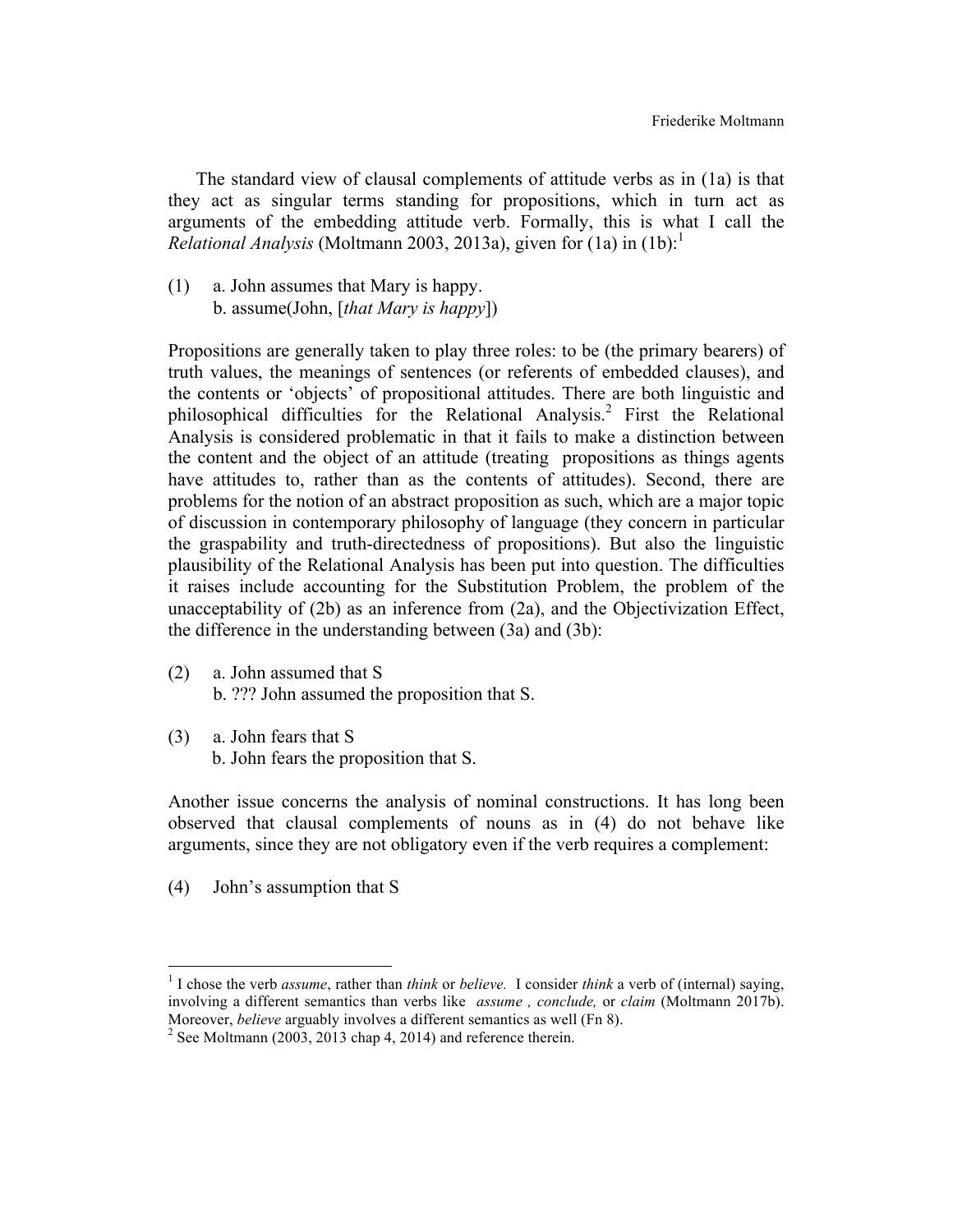The standard view of clausal complements of attitude verbs as in (1a) is that they act as singular terms standing for propositions, which in turn act as arguments of the embedding attitude verb. Formally, this is what I call the *Relational Analysis* (Moltmann 2003, 2013a), given for (1a) in (1b):[1]

(1) a. John assumes that Mary is happy.
 b. assume(John, [*that Mary is happy*])

Propositions are generally taken to play three roles: to be (the primary bearers) of truth values, the meanings of sentences (or referents of embedded clauses), and the contents or 'objects' of propositional attitudes. There are both linguistic and philosophical difficulties for the Relational Analysis.[2] First the Relational Analysis is considered problematic in that it fails to make a distinction between the content and the object of an attitude (treating propositions as things agents have attitudes to, rather than as the contents of attitudes). Second, there are problems for the notion of an abstract proposition as such, which are a major topic of discussion in contemporary philosophy of language (they concern in particular the graspability and truth-directedness of propositions). But also the linguistic plausibility of the Relational Analysis has been put into question. The difficulties it raises include accounting for the Substitution Problem, the problem of the unacceptability of (2b) as an inference from (2a), and the Objectivization Effect, the difference in the understanding between (3a) and (3b):

(2) a. John assumed that S
 b. ??? John assumed the proposition that S.

(3) a. John fears that S
 b. John fears the proposition that S.

Another issue concerns the analysis of nominal constructions. It has long been observed that clausal complements of nouns as in (4) do not behave like arguments, since they are not obligatory even if the verb requires a complement:

(4) John's assumption that S

---

[1] I chose the verb *assume*, rather than *think* or *believe.* I consider *think* a verb of (internal) saying, involving a different semantics than verbs like *assume , conclude,* or *claim* (Moltmann 2017b). Moreover, *believe* arguably involves a different semantics as well (Fn 8).

[2] See Moltmann (2003, 2013 chap 4, 2014) and reference therein.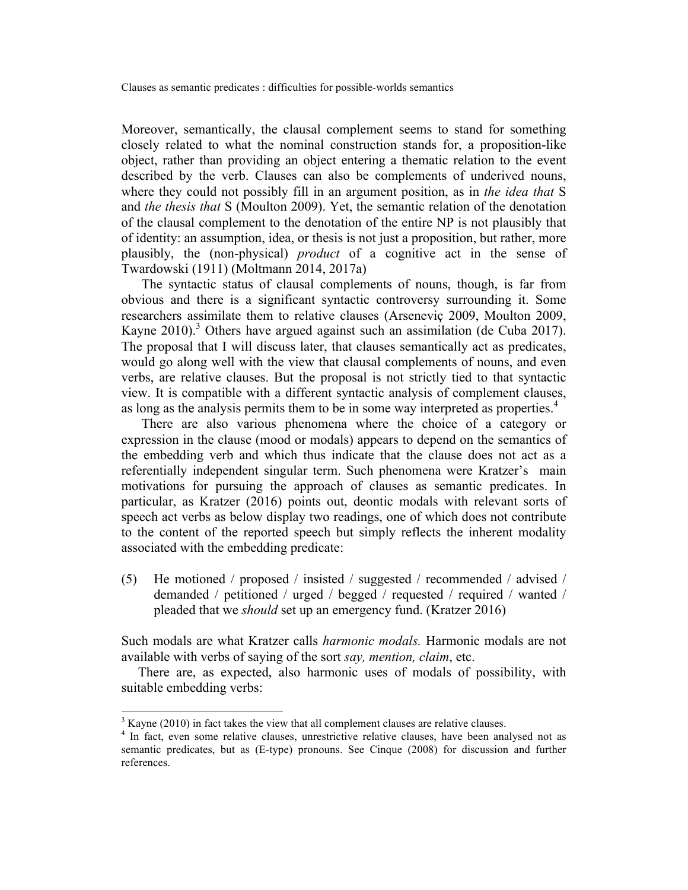Moreover, semantically, the clausal complement seems to stand for something closely related to what the nominal construction stands for, a proposition-like object, rather than providing an object entering a thematic relation to the event described by the verb. Clauses can also be complements of underived nouns, where they could not possibly fill in an argument position, as in *the idea that* S and *the thesis that* S (Moulton 2009). Yet, the semantic relation of the denotation of the clausal complement to the denotation of the entire NP is not plausibly that of identity: an assumption, idea, or thesis is not just a proposition, but rather, more plausibly, the (non-physical) *product* of a cognitive act in the sense of Twardowski (1911) (Moltmann 2014, 2017a)

The syntactic status of clausal complements of nouns, though, is far from obvious and there is a significant syntactic controversy surrounding it. Some researchers assimilate them to relative clauses (Arseneviç 2009, Moulton 2009, Kayne 2010).[3] Others have argued against such an assimilation (de Cuba 2017). The proposal that I will discuss later, that clauses semantically act as predicates, would go along well with the view that clausal complements of nouns, and even verbs, are relative clauses. But the proposal is not strictly tied to that syntactic view. It is compatible with a different syntactic analysis of complement clauses, as long as the analysis permits them to be in some way interpreted as properties.[4]

There are also various phenomena where the choice of a category or expression in the clause (mood or modals) appears to depend on the semantics of the embedding verb and which thus indicate that the clause does not act as a referentially independent singular term. Such phenomena were Kratzer's main motivations for pursuing the approach of clauses as semantic predicates. In particular, as Kratzer (2016) points out, deontic modals with relevant sorts of speech act verbs as below display two readings, one of which does not contribute to the content of the reported speech but simply reflects the inherent modality associated with the embedding predicate:

(5) He motioned / proposed / insisted / suggested / recommended / advised / demanded / petitioned / urged / begged / requested / required / wanted / pleaded that we *should* set up an emergency fund. (Kratzer 2016)

Such modals are what Kratzer calls *harmonic modals.* Harmonic modals are not available with verbs of saying of the sort *say, mention, claim*, etc.

There are, as expected, also harmonic uses of modals of possibility, with suitable embedding verbs:

[3] Kayne (2010) in fact takes the view that all complement clauses are relative clauses.

[4] In fact, even some relative clauses, unrestrictive relative clauses, have been analysed not as semantic predicates, but as (E-type) pronouns. See Cinque (2008) for discussion and further references.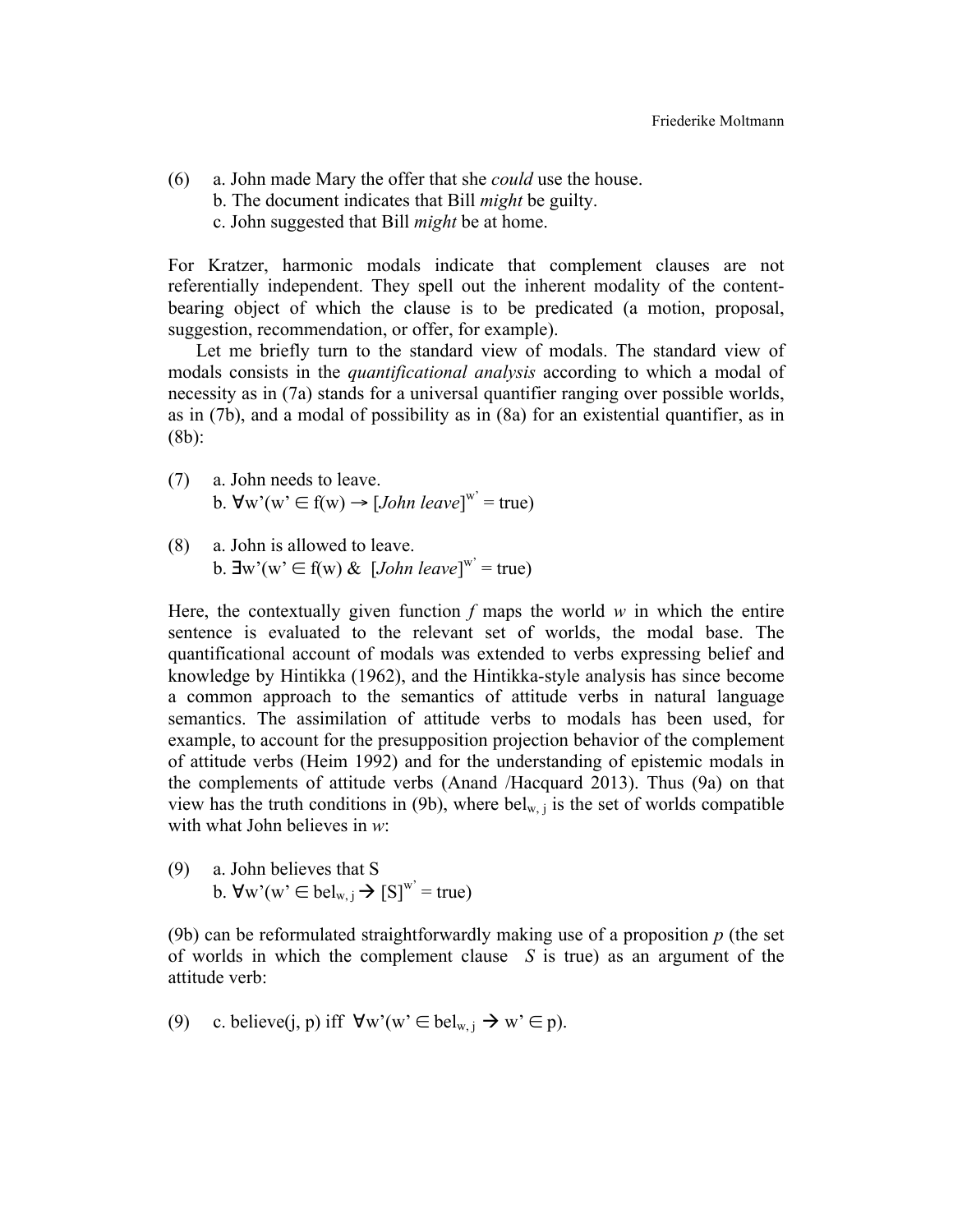(6) a. John made Mary the offer that she *could* use the house.
   b. The document indicates that Bill *might* be guilty.
   c. John suggested that Bill *might* be at home.

For Kratzer, harmonic modals indicate that complement clauses are not referentially independent. They spell out the inherent modality of the content-bearing object of which the clause is to be predicated (a motion, proposal, suggestion, recommendation, or offer, for example).

Let me briefly turn to the standard view of modals. The standard view of modals consists in the *quantificational analysis* according to which a modal of necessity as in (7a) stands for a universal quantifier ranging over possible worlds, as in (7b), and a modal of possibility as in (8a) for an existential quantifier, as in (8b):

(7) a. John needs to leave.
   b. $\forall w'(w' \in f(w) \rightarrow [\textit{John leave}]^{w'} = \text{true})$

(8) a. John is allowed to leave.
   b. $\exists w'(w' \in f(w) \ \& \ [\textit{John leave}]^{w'} = \text{true})$

Here, the contextually given function *f* maps the world *w* in which the entire sentence is evaluated to the relevant set of worlds, the modal base. The quantificational account of modals was extended to verbs expressing belief and knowledge by Hintikka (1962), and the Hintikka-style analysis has since become a common approach to the semantics of attitude verbs in natural language semantics. The assimilation of attitude verbs to modals has been used, for example, to account for the presupposition projection behavior of the complement of attitude verbs (Heim 1992) and for the understanding of epistemic modals in the complements of attitude verbs (Anand /Hacquard 2013). Thus (9a) on that view has the truth conditions in (9b), where $bel_{w,j}$ is the set of worlds compatible with what John believes in *w*:

(9) a. John believes that S
   b. $\forall w'(w' \in bel_{w,j} \rightarrow [S]^{w'} = \text{true})$

(9b) can be reformulated straightforwardly making use of a proposition *p* (the set of worlds in which the complement clause *S* is true) as an argument of the attitude verb:

(9) c. $\text{believe}(j, p)$ iff $\forall w'(w' \in bel_{w,j} \rightarrow w' \in p)$.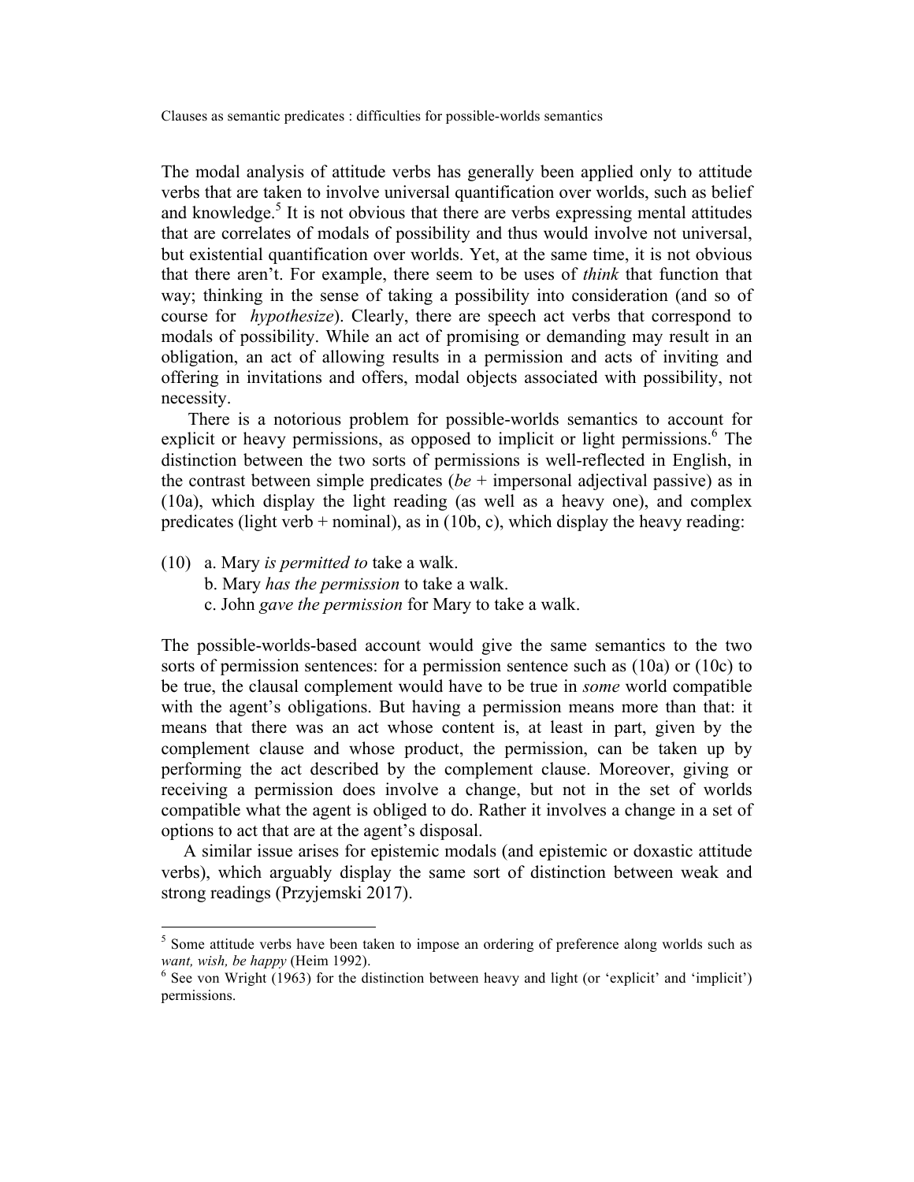The modal analysis of attitude verbs has generally been applied only to attitude verbs that are taken to involve universal quantification over worlds, such as belief and knowledge.[5] It is not obvious that there are verbs expressing mental attitudes that are correlates of modals of possibility and thus would involve not universal, but existential quantification over worlds. Yet, at the same time, it is not obvious that there aren't. For example, there seem to be uses of *think* that function that way; thinking in the sense of taking a possibility into consideration (and so of course for *hypothesize*). Clearly, there are speech act verbs that correspond to modals of possibility. While an act of promising or demanding may result in an obligation, an act of allowing results in a permission and acts of inviting and offering in invitations and offers, modal objects associated with possibility, not necessity.

There is a notorious problem for possible-worlds semantics to account for explicit or heavy permissions, as opposed to implicit or light permissions.[6] The distinction between the two sorts of permissions is well-reflected in English, in the contrast between simple predicates (*be* + impersonal adjectival passive) as in (10a), which display the light reading (as well as a heavy one), and complex predicates (light verb + nominal), as in (10b, c), which display the heavy reading:

(10) a. Mary *is permitted to* take a walk.
  b. Mary *has the permission* to take a walk.
  c. John *gave the permission* for Mary to take a walk.

The possible-worlds-based account would give the same semantics to the two sorts of permission sentences: for a permission sentence such as (10a) or (10c) to be true, the clausal complement would have to be true in *some* world compatible with the agent's obligations. But having a permission means more than that: it means that there was an act whose content is, at least in part, given by the complement clause and whose product, the permission, can be taken up by performing the act described by the complement clause. Moreover, giving or receiving a permission does involve a change, but not in the set of worlds compatible what the agent is obliged to do. Rather it involves a change in a set of options to act that are at the agent's disposal.

A similar issue arises for epistemic modals (and epistemic or doxastic attitude verbs), which arguably display the same sort of distinction between weak and strong readings (Przyjemski 2017).

---

[5] Some attitude verbs have been taken to impose an ordering of preference along worlds such as *want, wish, be happy* (Heim 1992).

[6] See von Wright (1963) for the distinction between heavy and light (or 'explicit' and 'implicit') permissions.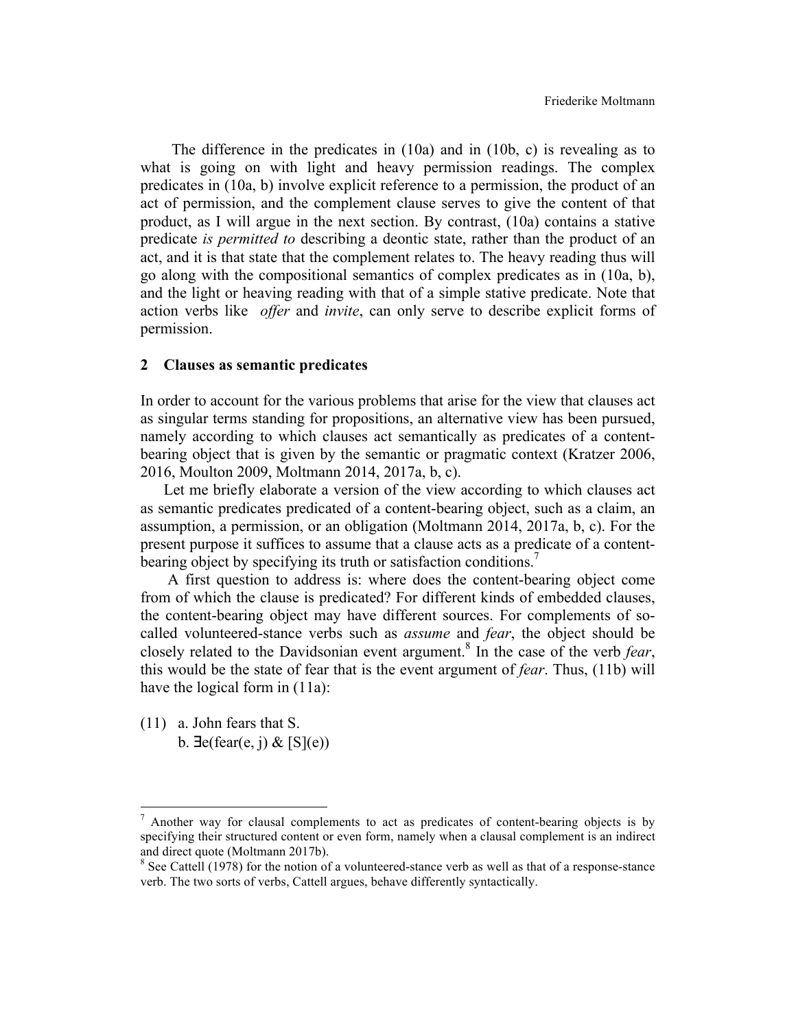The difference in the predicates in (10a) and in (10b, c) is revealing as to what is going on with light and heavy permission readings. The complex predicates in (10a, b) involve explicit reference to a permission, the product of an act of permission, and the complement clause serves to give the content of that product, as I will argue in the next section. By contrast, (10a) contains a stative predicate *is permitted to* describing a deontic state, rather than the product of an act, and it is that state that the complement relates to. The heavy reading thus will go along with the compositional semantics of complex predicates as in (10a, b), and the light or heaving reading with that of a simple stative predicate. Note that action verbs like *offer* and *invite*, can only serve to describe explicit forms of permission.

## 2 Clauses as semantic predicates

In order to account for the various problems that arise for the view that clauses act as singular terms standing for propositions, an alternative view has been pursued, namely according to which clauses act semantically as predicates of a content-bearing object that is given by the semantic or pragmatic context (Kratzer 2006, 2016, Moulton 2009, Moltmann 2014, 2017a, b, c).

Let me briefly elaborate a version of the view according to which clauses act as semantic predicates predicated of a content-bearing object, such as a claim, an assumption, a permission, or an obligation (Moltmann 2014, 2017a, b, c). For the present purpose it suffices to assume that a clause acts as a predicate of a content-bearing object by specifying its truth or satisfaction conditions.[7]

A first question to address is: where does the content-bearing object come from of which the clause is predicated? For different kinds of embedded clauses, the content-bearing object may have different sources. For complements of so-called volunteered-stance verbs such as *assume* and *fear*, the object should be closely related to the Davidsonian event argument.[8] In the case of the verb *fear*, this would be the state of fear that is the event argument of *fear*. Thus, (11b) will have the logical form in (11a):

(11) a. John fears that S.
b. ∃e(fear(e, j) & [S](e))

---

[7] Another way for clausal complements to act as predicates of content-bearing objects is by specifying their structured content or even form, namely when a clausal complement is an indirect and direct quote (Moltmann 2017b).

[8] See Cattell (1978) for the notion of a volunteered-stance verb as well as that of a response-stance verb. The two sorts of verbs, Cattell argues, behave differently syntactically.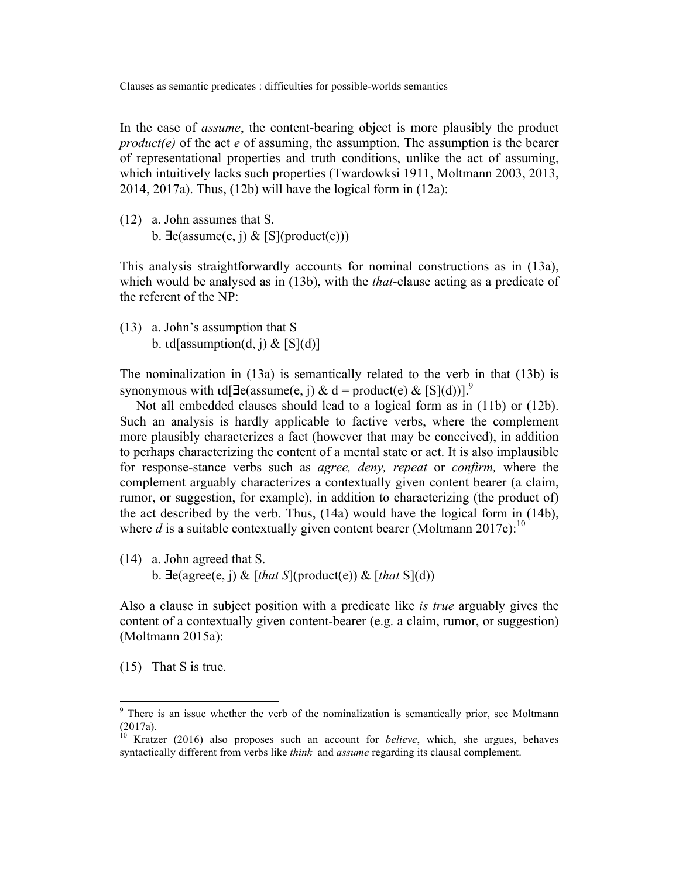In the case of *assume*, the content-bearing object is more plausibly the product *product(e)* of the act *e* of assuming, the assumption. The assumption is the bearer of representational properties and truth conditions, unlike the act of assuming, which intuitively lacks such properties (Twardowksi 1911, Moltmann 2003, 2013, 2014, 2017a). Thus, (12b) will have the logical form in (12a):

(12) a. John assumes that S.
 b. ∃e(assume(e, j) & [S](product(e)))

This analysis straightforwardly accounts for nominal constructions as in (13a), which would be analysed as in (13b), with the *that*-clause acting as a predicate of the referent of the NP:

(13) a. John's assumption that S
 b. ιd[assumption(d, j) & [S](d)]

The nominalization in (13a) is semantically related to the verb in that (13b) is synonymous with ιd[∃e(assume(e, j) & d = product(e) & [S](d))].[9]

Not all embedded clauses should lead to a logical form as in (11b) or (12b). Such an analysis is hardly applicable to factive verbs, where the complement more plausibly characterizes a fact (however that may be conceived), in addition to perhaps characterizing the content of a mental state or act. It is also implausible for response-stance verbs such as *agree, deny, repeat* or *confirm,* where the complement arguably characterizes a contextually given content bearer (a claim, rumor, or suggestion, for example), in addition to characterizing (the product of) the act described by the verb. Thus, (14a) would have the logical form in (14b), where *d* is a suitable contextually given content bearer (Moltmann 2017c):[10]

(14) a. John agreed that S.
 b. ∃e(agree(e, j) & [*that S*](product(e)) & [*that* S](d))

Also a clause in subject position with a predicate like *is true* arguably gives the content of a contextually given content-bearer (e.g. a claim, rumor, or suggestion) (Moltmann 2015a):

(15) That S is true.

---

[9] There is an issue whether the verb of the nominalization is semantically prior, see Moltmann (2017a).

[10] Kratzer (2016) also proposes such an account for *believe*, which, she argues, behaves syntactically different from verbs like *think* and *assume* regarding its clausal complement.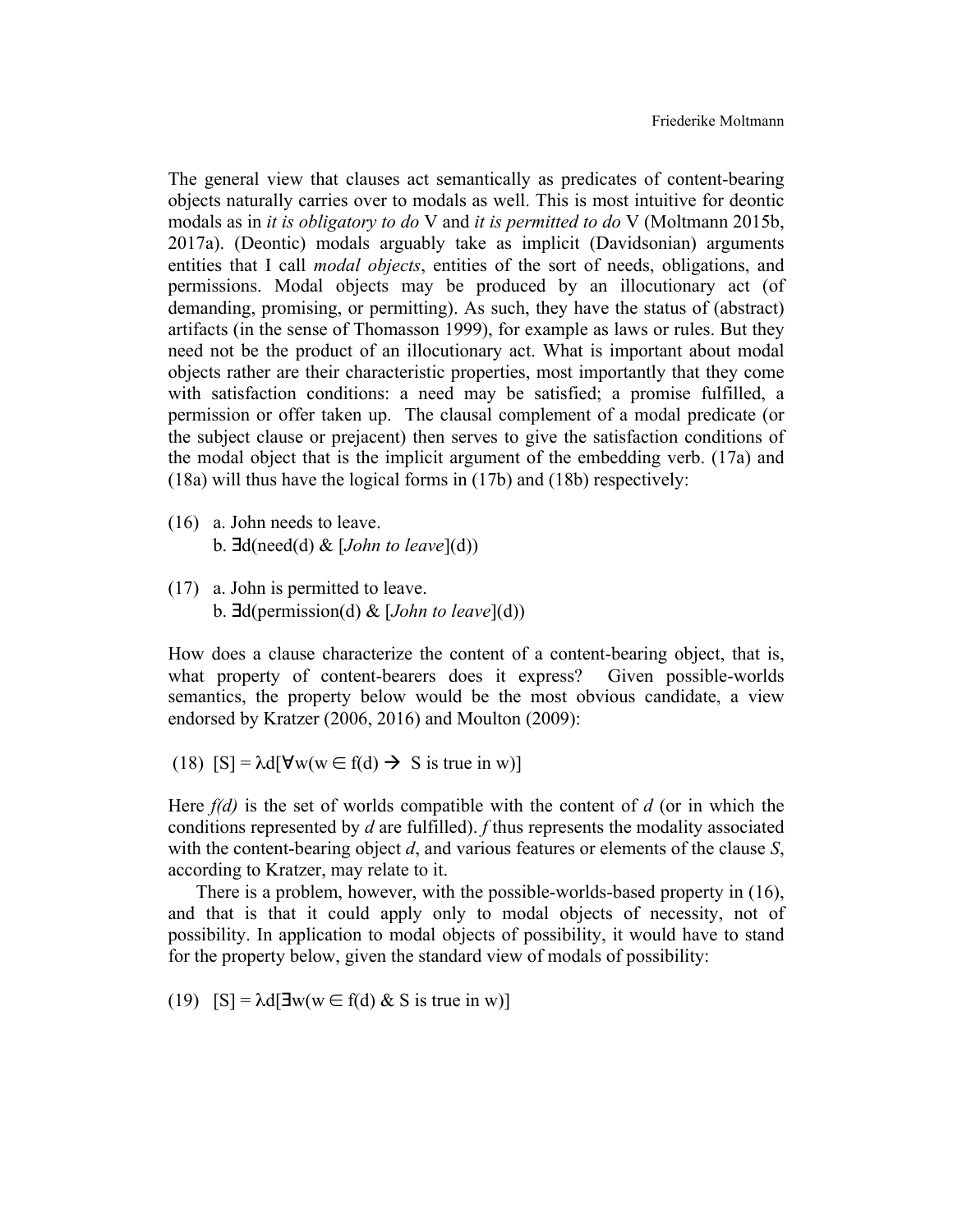The general view that clauses act semantically as predicates of content-bearing objects naturally carries over to modals as well. This is most intuitive for deontic modals as in *it is obligatory to do* V and *it is permitted to do* V (Moltmann 2015b, 2017a). (Deontic) modals arguably take as implicit (Davidsonian) arguments entities that I call *modal objects*, entities of the sort of needs, obligations, and permissions. Modal objects may be produced by an illocutionary act (of demanding, promising, or permitting). As such, they have the status of (abstract) artifacts (in the sense of Thomasson 1999), for example as laws or rules. But they need not be the product of an illocutionary act. What is important about modal objects rather are their characteristic properties, most importantly that they come with satisfaction conditions: a need may be satisfied; a promise fulfilled, a permission or offer taken up. The clausal complement of a modal predicate (or the subject clause or prejacent) then serves to give the satisfaction conditions of the modal object that is the implicit argument of the embedding verb. (17a) and (18a) will thus have the logical forms in (17b) and (18b) respectively:

(16) a. John needs to leave.
  b. ∃d(need(d) & [*John to leave*](d))

(17) a. John is permitted to leave.
  b. ∃d(permission(d) & [*John to leave*](d))

How does a clause characterize the content of a content-bearing object, that is, what property of content-bearers does it express? Given possible-worlds semantics, the property below would be the most obvious candidate, a view endorsed by Kratzer (2006, 2016) and Moulton (2009):

(18) $[S] = \lambda d[\forall w(w \in f(d) \rightarrow \text{ S is true in w})]$

Here *f(d)* is the set of worlds compatible with the content of *d* (or in which the conditions represented by *d* are fulfilled). *f* thus represents the modality associated with the content-bearing object *d*, and various features or elements of the clause *S*, according to Kratzer, may relate to it.

There is a problem, however, with the possible-worlds-based property in (16), and that is that it could apply only to modal objects of necessity, not of possibility. In application to modal objects of possibility, it would have to stand for the property below, given the standard view of modals of possibility:

(19) $[S] = \lambda d[\exists w(w \in f(d) \ \& \ \text{S is true in w})]$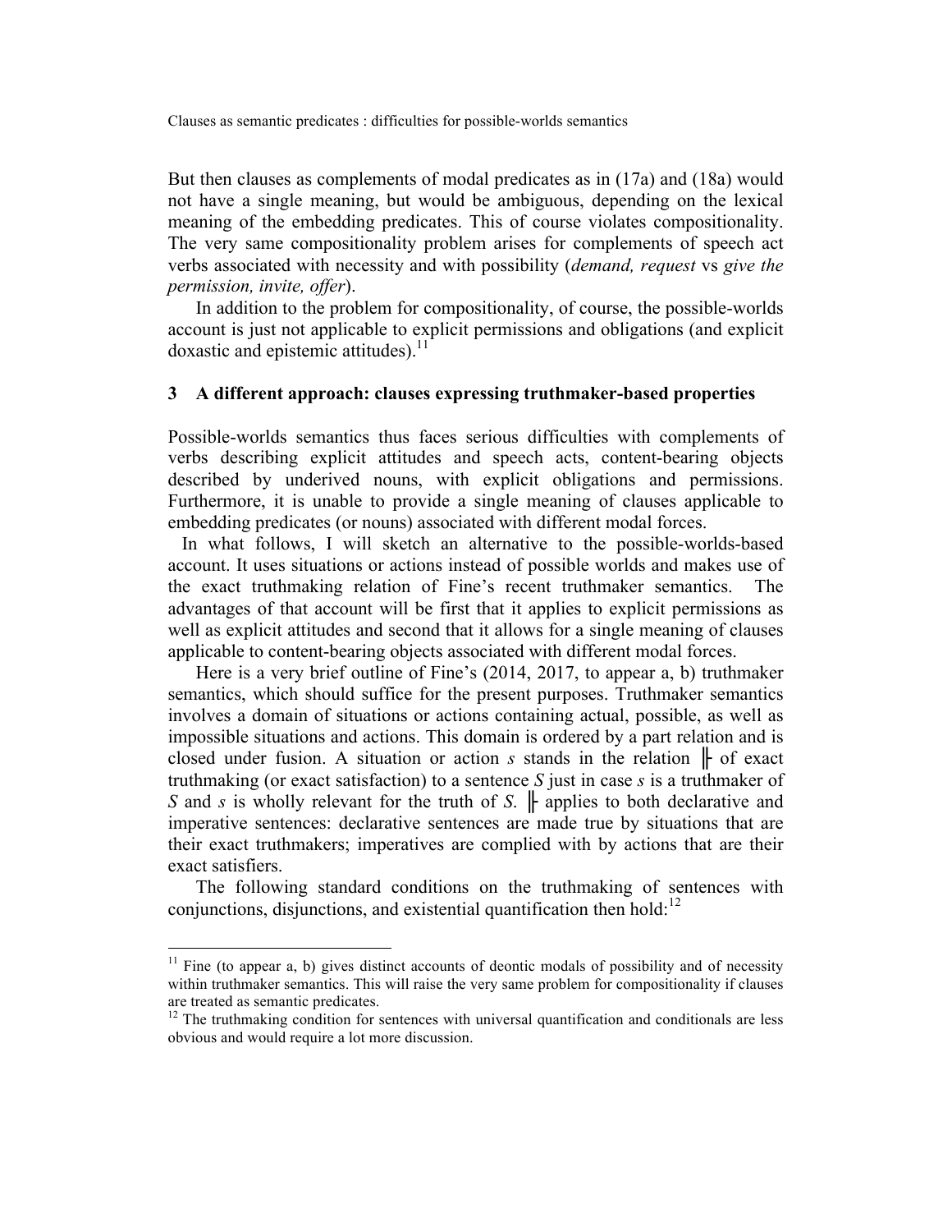But then clauses as complements of modal predicates as in (17a) and (18a) would not have a single meaning, but would be ambiguous, depending on the lexical meaning of the embedding predicates. This of course violates compositionality. The very same compositionality problem arises for complements of speech act verbs associated with necessity and with possibility (*demand, request* vs *give the permission, invite, offer*).

In addition to the problem for compositionality, of course, the possible-worlds account is just not applicable to explicit permissions and obligations (and explicit doxastic and epistemic attitudes).[11]

## 3 A different approach: clauses expressing truthmaker-based properties

Possible-worlds semantics thus faces serious difficulties with complements of verbs describing explicit attitudes and speech acts, content-bearing objects described by underived nouns, with explicit obligations and permissions. Furthermore, it is unable to provide a single meaning of clauses applicable to embedding predicates (or nouns) associated with different modal forces.

In what follows, I will sketch an alternative to the possible-worlds-based account. It uses situations or actions instead of possible worlds and makes use of the exact truthmaking relation of Fine's recent truthmaker semantics. The advantages of that account will be first that it applies to explicit permissions as well as explicit attitudes and second that it allows for a single meaning of clauses applicable to content-bearing objects associated with different modal forces.

Here is a very brief outline of Fine's (2014, 2017, to appear a, b) truthmaker semantics, which should suffice for the present purposes. Truthmaker semantics involves a domain of situations or actions containing actual, possible, as well as impossible situations and actions. This domain is ordered by a part relation and is closed under fusion. A situation or action $s$ stands in the relation ╟ of exact truthmaking (or exact satisfaction) to a sentence $S$ just in case $s$ is a truthmaker of $S$ and $s$ is wholly relevant for the truth of $S$. ╟ applies to both declarative and imperative sentences: declarative sentences are made true by situations that are their exact truthmakers; imperatives are complied with by actions that are their exact satisfiers.

The following standard conditions on the truthmaking of sentences with conjunctions, disjunctions, and existential quantification then hold:[12]

---

[11] Fine (to appear a, b) gives distinct accounts of deontic modals of possibility and of necessity within truthmaker semantics. This will raise the very same problem for compositionality if clauses are treated as semantic predicates.

[12] The truthmaking condition for sentences with universal quantification and conditionals are less obvious and would require a lot more discussion.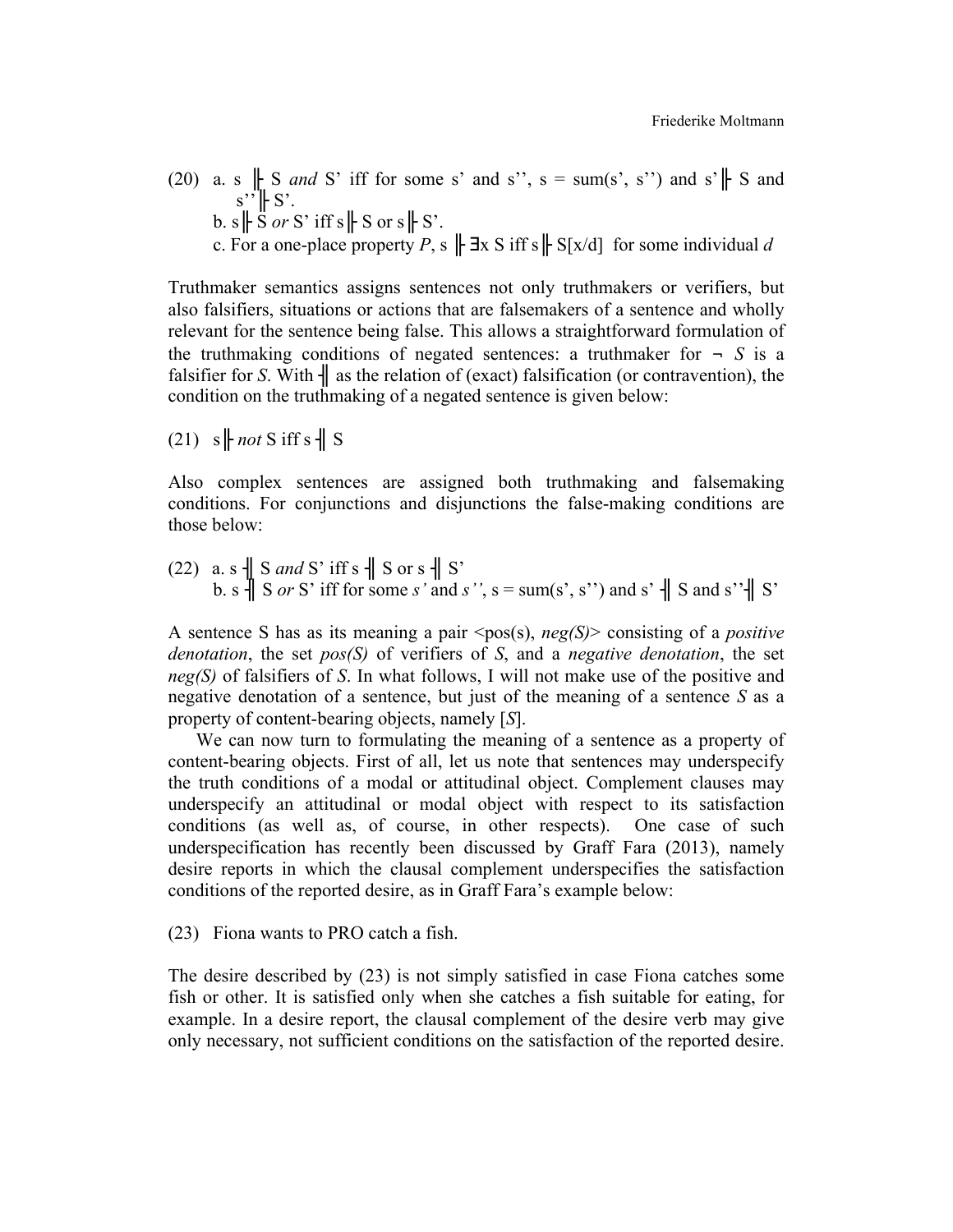(20) a. s ╟ S *and* S' iff for some s' and s'', s = sum(s', s'') and s' ╟ S and s'' ╟ S'.
b. s ╟ S *or* S' iff s ╟ S or s ╟ S'.
c. For a one-place property *P*, s ╟ ∃x S iff s ╟ S[x/d] for some individual *d*

Truthmaker semantics assigns sentences not only truthmakers or verifiers, but also falsifiers, situations or actions that are falsemakers of a sentence and wholly relevant for the sentence being false. This allows a straightforward formulation of the truthmaking conditions of negated sentences: a truthmaker for ¬ *S* is a falsifier for *S*. With ╢ as the relation of (exact) falsification (or contravention), the condition on the truthmaking of a negated sentence is given below:

(21) s ╟ *not* S iff s ╢ S

Also complex sentences are assigned both truthmaking and falsemaking conditions. For conjunctions and disjunctions the false-making conditions are those below:

(22) a. s ╢ S *and* S' iff s ╢ S or s ╢ S'
b. s ╢ S *or* S' iff for some *s'* and *s''*, s = sum(s', s'') and s' ╢ S and s'' ╢ S'

A sentence S has as its meaning a pair <pos(s), *neg(S)*> consisting of a *positive denotation*, the set *pos(S)* of verifiers of *S*, and a *negative denotation*, the set *neg(S)* of falsifiers of *S*. In what follows, I will not make use of the positive and negative denotation of a sentence, but just of the meaning of a sentence *S* as a property of content-bearing objects, namely [*S*].

We can now turn to formulating the meaning of a sentence as a property of content-bearing objects. First of all, let us note that sentences may underspecify the truth conditions of a modal or attitudinal object. Complement clauses may underspecify an attitudinal or modal object with respect to its satisfaction conditions (as well as, of course, in other respects). One case of such underspecification has recently been discussed by Graff Fara (2013), namely desire reports in which the clausal complement underspecifies the satisfaction conditions of the reported desire, as in Graff Fara's example below:

(23) Fiona wants to PRO catch a fish.

The desire described by (23) is not simply satisfied in case Fiona catches some fish or other. It is satisfied only when she catches a fish suitable for eating, for example. In a desire report, the clausal complement of the desire verb may give only necessary, not sufficient conditions on the satisfaction of the reported desire.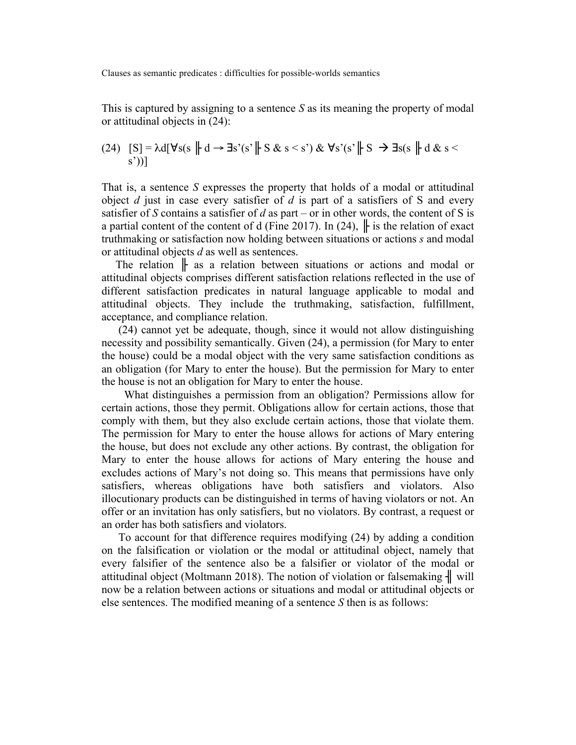This is captured by assigning to a sentence *S* as its meaning the property of modal or attitudinal objects in (24):

(24) $[S] = \lambda d[\forall s(s \Vdash d \rightarrow \exists s'(s' \Vdash S \;\&\; s < s') \;\&\; \forall s'(s' \Vdash S \rightarrow \exists s(s \Vdash d \;\&\; s < s'))]$

That is, a sentence *S* expresses the property that holds of a modal or attitudinal object *d* just in case every satisfier of *d* is part of a satisfiers of S and every satisfier of *S* contains a satisfier of *d* as part – or in other words, the content of S is a partial content of the content of d (Fine 2017). In (24), $\Vdash$ is the relation of exact truthmaking or satisfaction now holding between situations or actions *s* and modal or attitudinal objects *d* as well as sentences.

The relation $\Vdash$ as a relation between situations or actions and modal or attitudinal objects comprises different satisfaction relations reflected in the use of different satisfaction predicates in natural language applicable to modal and attitudinal objects. They include the truthmaking, satisfaction, fulfillment, acceptance, and compliance relation.

(24) cannot yet be adequate, though, since it would not allow distinguishing necessity and possibility semantically. Given (24), a permission (for Mary to enter the house) could be a modal object with the very same satisfaction conditions as an obligation (for Mary to enter the house). But the permission for Mary to enter the house is not an obligation for Mary to enter the house.

What distinguishes a permission from an obligation? Permissions allow for certain actions, those they permit. Obligations allow for certain actions, those that comply with them, but they also exclude certain actions, those that violate them. The permission for Mary to enter the house allows for actions of Mary entering the house, but does not exclude any other actions. By contrast, the obligation for Mary to enter the house allows for actions of Mary entering the house and excludes actions of Mary's not doing so. This means that permissions have only satisfiers, whereas obligations have both satisfiers and violators. Also illocutionary products can be distinguished in terms of having violators or not. An offer or an invitation has only satisfiers, but no violators. By contrast, a request or an order has both satisfiers and violators.

To account for that difference requires modifying (24) by adding a condition on the falsification or violation or the modal or attitudinal object, namely that every falsifier of the sentence also be a falsifier or violator of the modal or attitudinal object (Moltmann 2018). The notion of violation or falsemaking $\dashv\!|$ will now be a relation between actions or situations and modal or attitudinal objects or else sentences. The modified meaning of a sentence *S* then is as follows: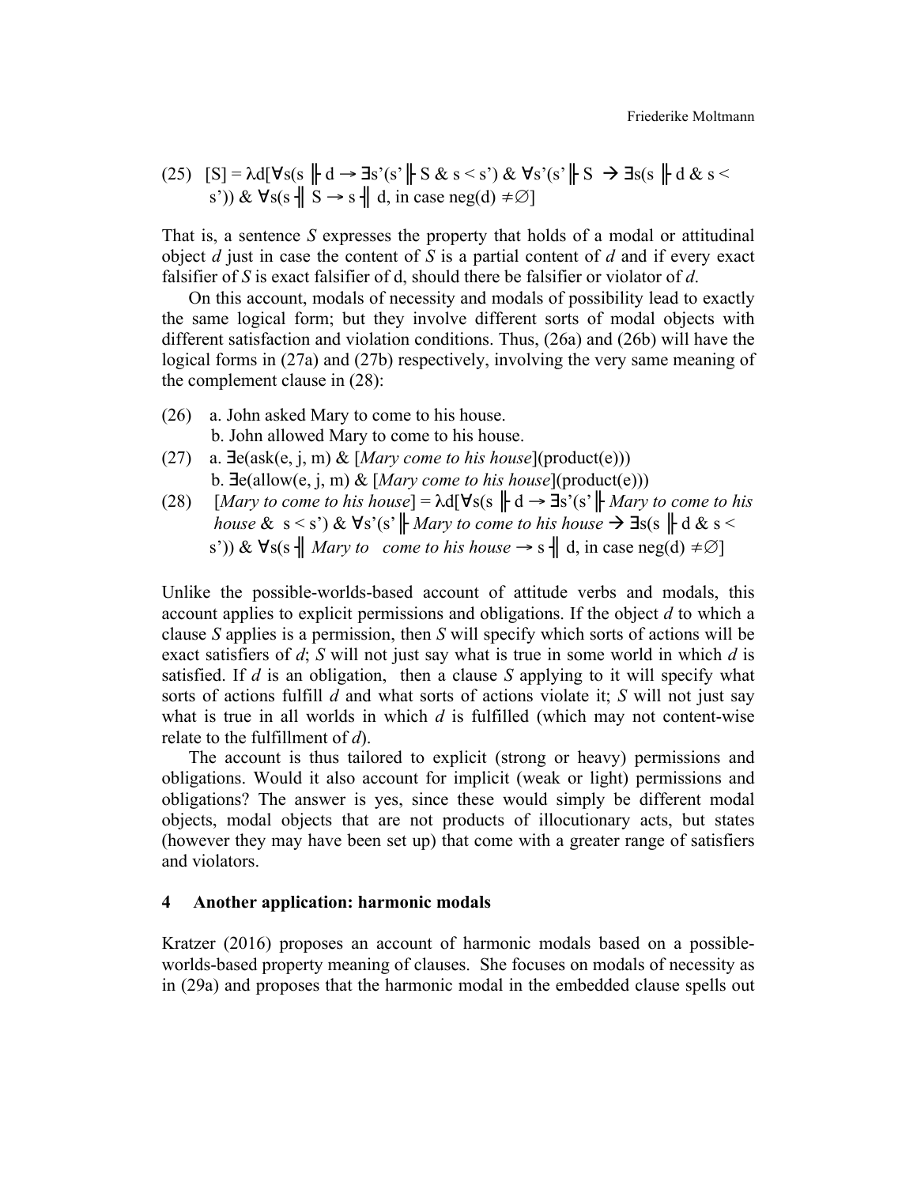(25) $[S] = \lambda d[\forall s(s \Vdash d \rightarrow \exists s'(s' \Vdash S \ \& \ s < s') \ \& \ \forall s'(s' \Vdash S \rightarrow \exists s(s \Vdash d \ \& \ s < s')) \ \& \ \forall s(s \dashv\!\!\mid S \rightarrow s \dashv\!\!\mid d$, in case $neg(d) \neq \emptyset]$

That is, a sentence *S* expresses the property that holds of a modal or attitudinal object *d* just in case the content of *S* is a partial content of *d* and if every exact falsifier of *S* is exact falsifier of d, should there be falsifier or violator of *d*.

On this account, modals of necessity and modals of possibility lead to exactly the same logical form; but they involve different sorts of modal objects with different satisfaction and violation conditions. Thus, (26a) and (26b) will have the logical forms in (27a) and (27b) respectively, involving the very same meaning of the complement clause in (28):

(26) a. John asked Mary to come to his house.
b. John allowed Mary to come to his house.

(27) a. $\exists e(ask(e, j, m) \ \&$ [*Mary come to his house*]$(product(e)))$
b. $\exists e(allow(e, j, m) \ \&$ [*Mary come to his house*]$(product(e)))$

(28) [*Mary to come to his house*] $= \lambda d[\forall s(s \Vdash d \rightarrow \exists s'(s' \Vdash$ *Mary to come to his house* $\& \ s < s') \ \& \ \forall s'(s' \Vdash$ *Mary to come to his house* $\rightarrow \exists s(s \Vdash d \ \& \ s < s')) \ \& \ \forall s(s \dashv\!\!\mid$ *Mary to come to his house* $\rightarrow s \dashv\!\!\mid d$, in case $neg(d) \neq \emptyset]$

Unlike the possible-worlds-based account of attitude verbs and modals, this account applies to explicit permissions and obligations. If the object *d* to which a clause *S* applies is a permission, then *S* will specify which sorts of actions will be exact satisfiers of *d*; *S* will not just say what is true in some world in which *d* is satisfied. If *d* is an obligation, then a clause *S* applying to it will specify what sorts of actions fulfill *d* and what sorts of actions violate it; *S* will not just say what is true in all worlds in which *d* is fulfilled (which may not content-wise relate to the fulfillment of *d*).

The account is thus tailored to explicit (strong or heavy) permissions and obligations. Would it also account for implicit (weak or light) permissions and obligations? The answer is yes, since these would simply be different modal objects, modal objects that are not products of illocutionary acts, but states (however they may have been set up) that come with a greater range of satisfiers and violators.

## 4 Another application: harmonic modals

Kratzer (2016) proposes an account of harmonic modals based on a possible-worlds-based property meaning of clauses. She focuses on modals of necessity as in (29a) and proposes that the harmonic modal in the embedded clause spells out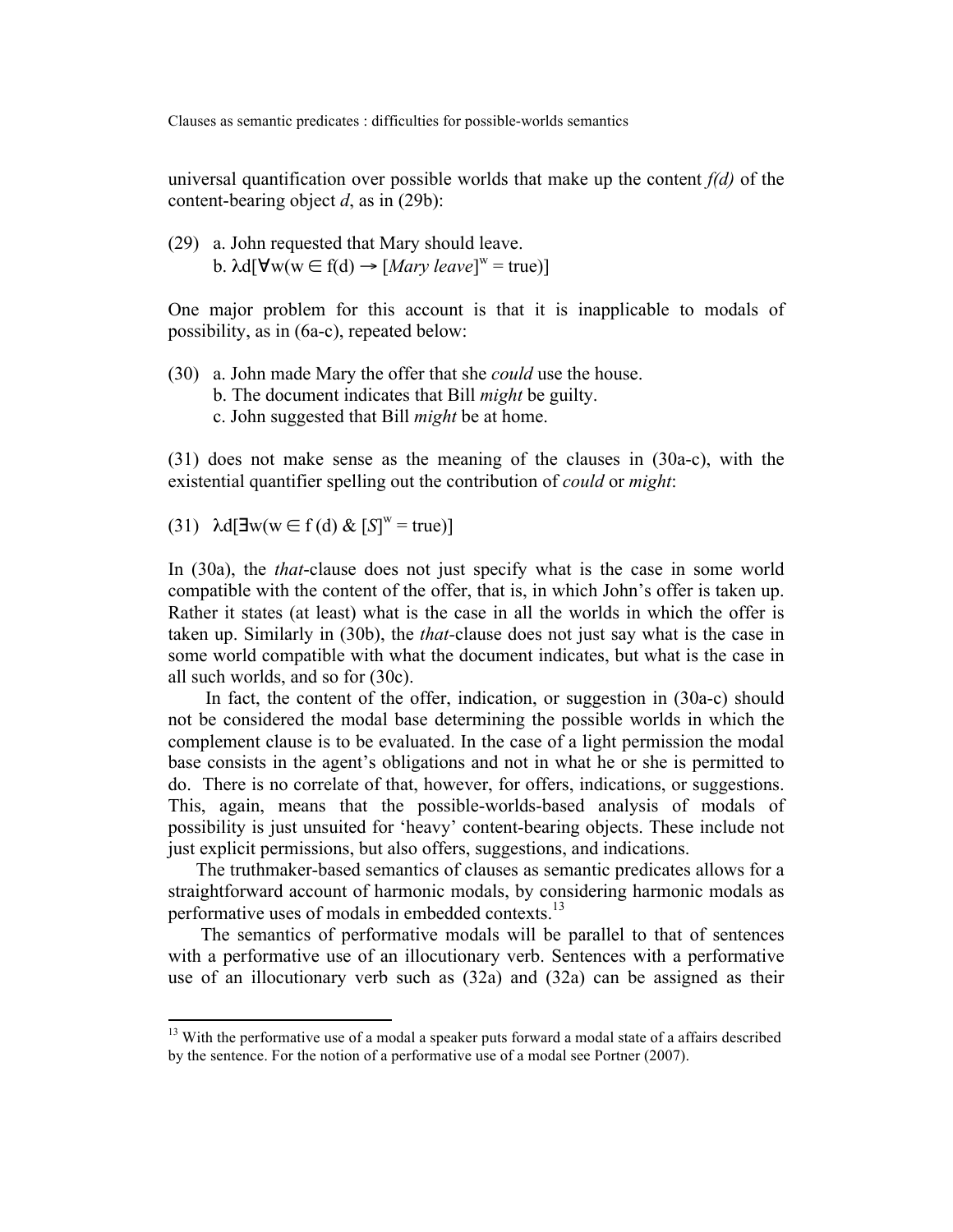universal quantification over possible worlds that make up the content *f(d)* of the content-bearing object *d*, as in (29b):

(29) a. John requested that Mary should leave.
b. $\lambda d[\forall w(w \in f(d) \rightarrow [\textit{Mary leave}]^{w} = \text{true})]$

One major problem for this account is that it is inapplicable to modals of possibility, as in (6a-c), repeated below:

(30) a. John made Mary the offer that she *could* use the house.
b. The document indicates that Bill *might* be guilty.
c. John suggested that Bill *might* be at home.

(31) does not make sense as the meaning of the clauses in (30a-c), with the existential quantifier spelling out the contribution of *could* or *might*:

(31) $\lambda d[\exists w(w \in f(d) \;\&\; [S]^{w} = \text{true})]$

In (30a), the *that*-clause does not just specify what is the case in some world compatible with the content of the offer, that is, in which John's offer is taken up. Rather it states (at least) what is the case in all the worlds in which the offer is taken up. Similarly in (30b), the *that*-clause does not just say what is the case in some world compatible with what the document indicates, but what is the case in all such worlds, and so for (30c).

In fact, the content of the offer, indication, or suggestion in (30a-c) should not be considered the modal base determining the possible worlds in which the complement clause is to be evaluated. In the case of a light permission the modal base consists in the agent's obligations and not in what he or she is permitted to do. There is no correlate of that, however, for offers, indications, or suggestions. This, again, means that the possible-worlds-based analysis of modals of possibility is just unsuited for 'heavy' content-bearing objects. These include not just explicit permissions, but also offers, suggestions, and indications.

The truthmaker-based semantics of clauses as semantic predicates allows for a straightforward account of harmonic modals, by considering harmonic modals as performative uses of modals in embedded contexts.[13]

The semantics of performative modals will be parallel to that of sentences with a performative use of an illocutionary verb. Sentences with a performative use of an illocutionary verb such as (32a) and (32a) can be assigned as their

[13] With the performative use of a modal a speaker puts forward a modal state of a affairs described by the sentence. For the notion of a performative use of a modal see Portner (2007).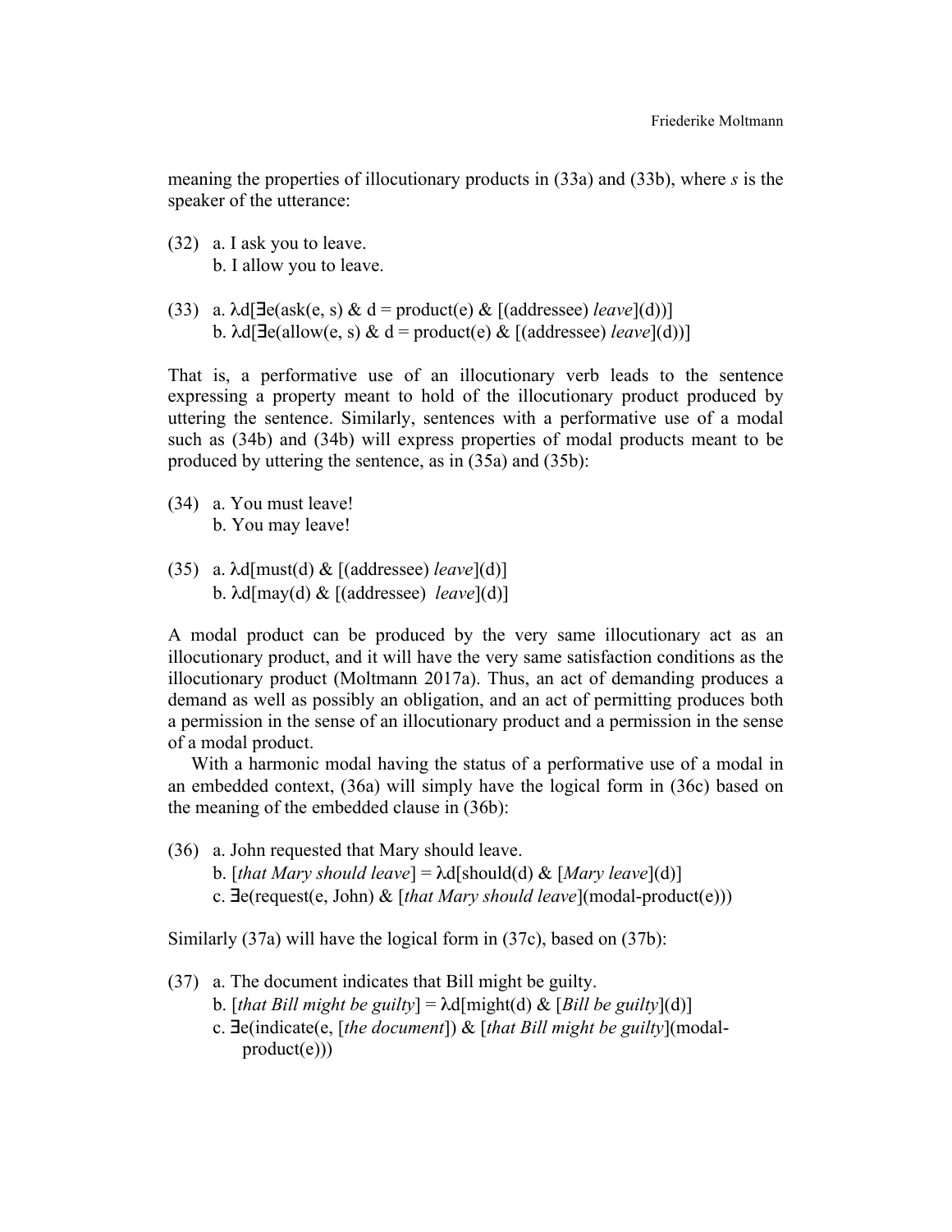meaning the properties of illocutionary products in (33a) and (33b), where *s* is the speaker of the utterance:

(32) a. I ask you to leave.
 b. I allow you to leave.

(33) a. λd[∃e(ask(e, s) & d = product(e) & [(addressee) *leave*](d))]
 b. λd[∃e(allow(e, s) & d = product(e) & [(addressee) *leave*](d))]

That is, a performative use of an illocutionary verb leads to the sentence expressing a property meant to hold of the illocutionary product produced by uttering the sentence. Similarly, sentences with a performative use of a modal such as (34b) and (34b) will express properties of modal products meant to be produced by uttering the sentence, as in (35a) and (35b):

(34) a. You must leave!
 b. You may leave!

(35) a. λd[must(d) & [(addressee) *leave*](d)]
 b. λd[may(d) & [(addressee) *leave*](d)]

A modal product can be produced by the very same illocutionary act as an illocutionary product, and it will have the very same satisfaction conditions as the illocutionary product (Moltmann 2017a). Thus, an act of demanding produces a demand as well as possibly an obligation, and an act of permitting produces both a permission in the sense of an illocutionary product and a permission in the sense of a modal product.

With a harmonic modal having the status of a performative use of a modal in an embedded context, (36a) will simply have the logical form in (36c) based on the meaning of the embedded clause in (36b):

(36) a. John requested that Mary should leave.
 b. [*that Mary should leave*] = λd[should(d) & [*Mary leave*](d)]
 c. ∃e(request(e, John) & [*that Mary should leave*](modal-product(e)))

Similarly (37a) will have the logical form in (37c), based on (37b):

(37) a. The document indicates that Bill might be guilty.
 b. [*that Bill might be guilty*] = λd[might(d) & [*Bill be guilty*](d)]
 c. ∃e(indicate(e, [*the document*]) & [*that Bill might be guilty*](modal-product(e)))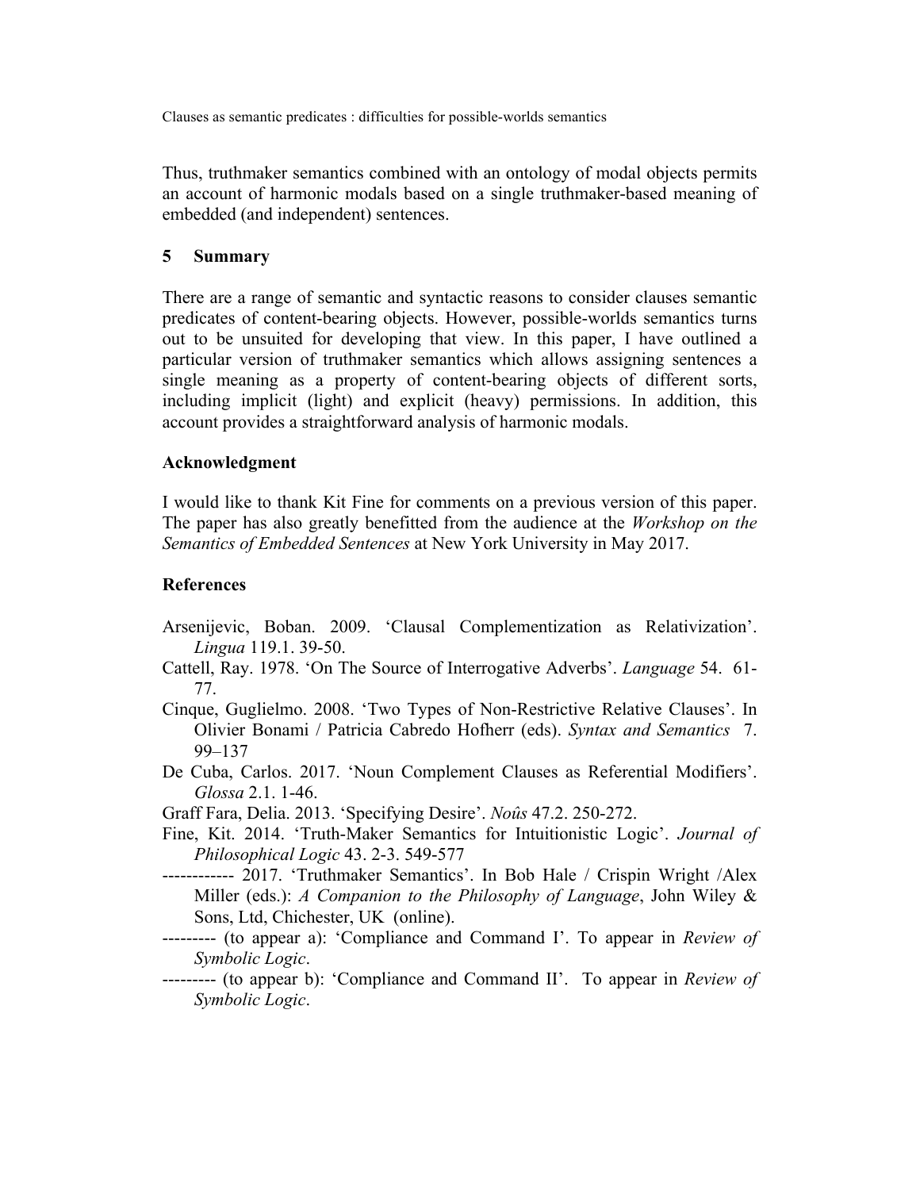Thus, truthmaker semantics combined with an ontology of modal objects permits an account of harmonic modals based on a single truthmaker-based meaning of embedded (and independent) sentences.

## 5 Summary

There are a range of semantic and syntactic reasons to consider clauses semantic predicates of content-bearing objects. However, possible-worlds semantics turns out to be unsuited for developing that view. In this paper, I have outlined a particular version of truthmaker semantics which allows assigning sentences a single meaning as a property of content-bearing objects of different sorts, including implicit (light) and explicit (heavy) permissions. In addition, this account provides a straightforward analysis of harmonic modals.

### Acknowledgment

I would like to thank Kit Fine for comments on a previous version of this paper. The paper has also greatly benefitted from the audience at the *Workshop on the Semantics of Embedded Sentences* at New York University in May 2017.

### References

Arsenijevic, Boban. 2009. 'Clausal Complementization as Relativization'. *Lingua* 119.1. 39-50.

Cattell, Ray. 1978. 'On The Source of Interrogative Adverbs'. *Language* 54. 61-77.

Cinque, Guglielmo. 2008. 'Two Types of Non-Restrictive Relative Clauses'. In Olivier Bonami / Patricia Cabredo Hofherr (eds). *Syntax and Semantics* 7. 99–137

De Cuba, Carlos. 2017. 'Noun Complement Clauses as Referential Modifiers'. *Glossa* 2.1. 1-46.

Graff Fara, Delia. 2013. 'Specifying Desire'. *Noûs* 47.2. 250-272.

Fine, Kit. 2014. 'Truth-Maker Semantics for Intuitionistic Logic'. *Journal of Philosophical Logic* 43. 2-3. 549-577

------------ 2017. 'Truthmaker Semantics'. In Bob Hale / Crispin Wright /Alex Miller (eds.): *A Companion to the Philosophy of Language*, John Wiley & Sons, Ltd, Chichester, UK (online).

--------- (to appear a): 'Compliance and Command I'. To appear in *Review of Symbolic Logic*.

--------- (to appear b): 'Compliance and Command II'. To appear in *Review of Symbolic Logic*.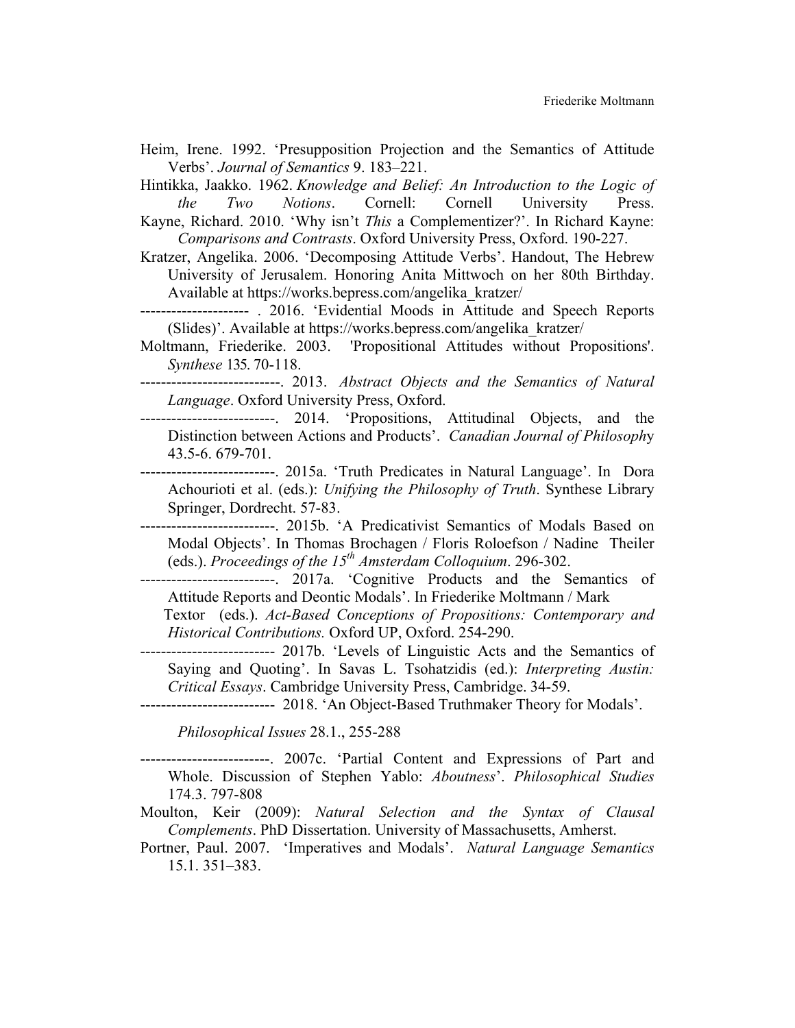Heim, Irene. 1992. 'Presupposition Projection and the Semantics of Attitude Verbs'. *Journal of Semantics* 9. 183–221.

Hintikka, Jaakko. 1962. *Knowledge and Belief: An Introduction to the Logic of the Two Notions*. Cornell: Cornell University Press.

Kayne, Richard. 2010. 'Why isn't *This* a Complementizer?'. In Richard Kayne: *Comparisons and Contrasts*. Oxford University Press, Oxford. 190-227.

Kratzer, Angelika. 2006. 'Decomposing Attitude Verbs'. Handout, The Hebrew University of Jerusalem. Honoring Anita Mittwoch on her 80th Birthday. Available at https://works.bepress.com/angelika_kratzer/

--------------------- . 2016. 'Evidential Moods in Attitude and Speech Reports (Slides)'. Available at https://works.bepress.com/angelika_kratzer/

Moltmann, Friederike. 2003. 'Propositional Attitudes without Propositions'. *Synthese* 135. 70-118.

---------------------------. 2013. *Abstract Objects and the Semantics of Natural Language*. Oxford University Press, Oxford.

--------------------------. 2014. 'Propositions, Attitudinal Objects, and the Distinction between Actions and Products'. *Canadian Journal of Philosophy* 43.5-6. 679-701.

--------------------------. 2015a. 'Truth Predicates in Natural Language'. In Dora Achourioti et al. (eds.): *Unifying the Philosophy of Truth*. Synthese Library Springer, Dordrecht. 57-83.

--------------------------. 2015b. 'A Predicativist Semantics of Modals Based on Modal Objects'. In Thomas Brochagen / Floris Roloefson / Nadine Theiler (eds.). *Proceedings of the 15th Amsterdam Colloquium*. 296-302.

--------------------------. 2017a. 'Cognitive Products and the Semantics of Attitude Reports and Deontic Modals'. In Friederike Moltmann / Mark Textor (eds.). *Act-Based Conceptions of Propositions: Contemporary and Historical Contributions.* Oxford UP, Oxford. 254-290.

-------------------------- 2017b. 'Levels of Linguistic Acts and the Semantics of Saying and Quoting'. In Savas L. Tsohatzidis (ed.): *Interpreting Austin: Critical Essays*. Cambridge University Press, Cambridge. 34-59.

-------------------------- 2018. 'An Object-Based Truthmaker Theory for Modals'. *Philosophical Issues* 28.1., 255-288

-------------------------. 2007c. 'Partial Content and Expressions of Part and Whole. Discussion of Stephen Yablo: *Aboutness*'. *Philosophical Studies* 174.3. 797-808

Moulton, Keir (2009): *Natural Selection and the Syntax of Clausal Complements*. PhD Dissertation. University of Massachusetts, Amherst.

Portner, Paul. 2007. 'Imperatives and Modals'. *Natural Language Semantics* 15.1. 351–383.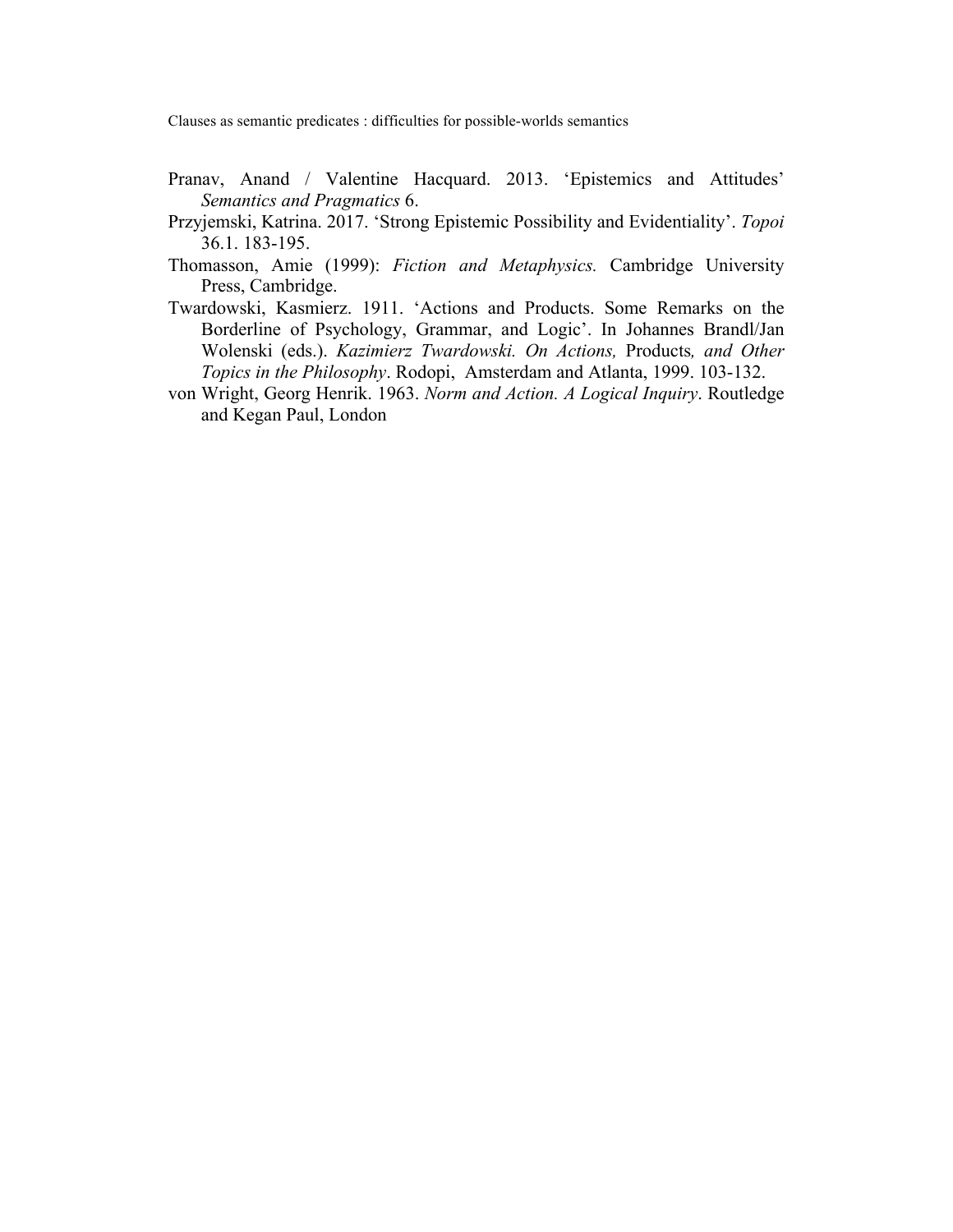Pranav, Anand / Valentine Hacquard. 2013. 'Epistemics and Attitudes' *Semantics and Pragmatics* 6.

Przyjemski, Katrina. 2017. 'Strong Epistemic Possibility and Evidentiality'. *Topoi* 36.1. 183-195.

Thomasson, Amie (1999): *Fiction and Metaphysics.* Cambridge University Press, Cambridge.

Twardowski, Kasmierz. 1911. 'Actions and Products. Some Remarks on the Borderline of Psychology, Grammar, and Logic'. In Johannes Brandl/Jan Wolenski (eds.). *Kazimierz Twardowski. On Actions,* Products*, and Other Topics in the Philosophy*. Rodopi, Amsterdam and Atlanta, 1999. 103-132.

von Wright, Georg Henrik. 1963. *Norm and Action. A Logical Inquiry*. Routledge and Kegan Paul, London